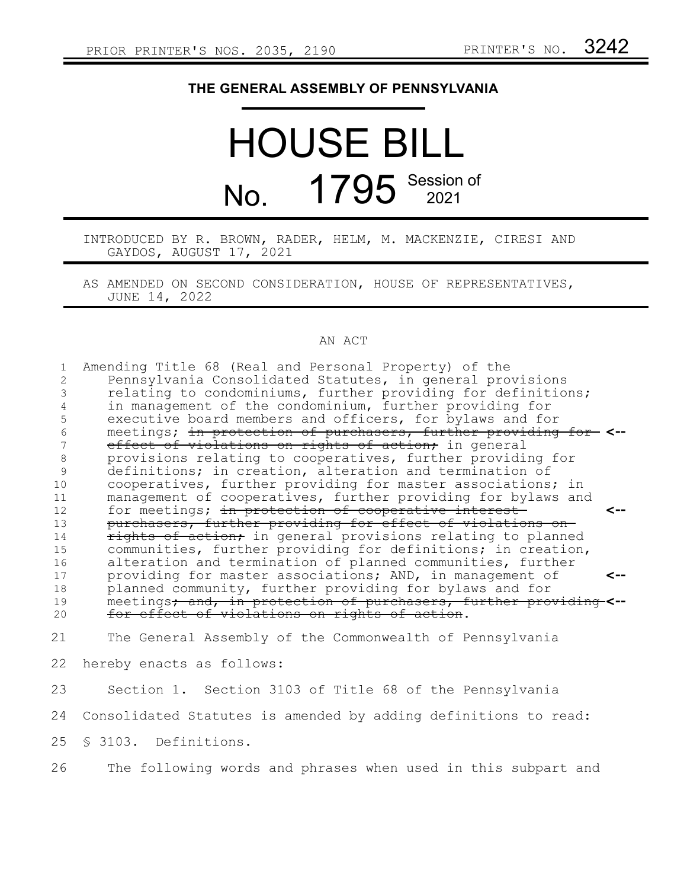PRIOR PRINTER'S NOS. 2035, 2190 PRINTER'S NO. 3242

# THE GENERAL ASSEMBLY OF PENNSYLVANIA

# HOUSE BILL

## No. 1795 Session of 2021

INTRODUCED BY R. BROWN, RADER, HELM, M. MACKENZIE, CIRESI AND GAYDOS, AUGUST 17, 2021

AS AMENDED ON SECOND CONSIDERATION, HOUSE OF REPRESENTATIVES, JUNE 14, 2022

AN ACT

Amending Title 68 (Real and Personal Property) of the Pennsylvania Consolidated Statutes, in general provisions relating to condominiums, further providing for definitions; in management of the condominium, further providing for executive board members and officers, for bylaws and for meetings; ~~in protection of purchasers, further providing for effect of violations on rights of action;~~ in general provisions relating to cooperatives, further providing for definitions; in creation, alteration and termination of cooperatives, further providing for master associations; in management of cooperatives, further providing for bylaws and for meetings; ~~in protection of cooperative interest purchasers, further providing for effect of violations on rights of action;~~ in general provisions relating to planned communities, further providing for definitions; in creation, alteration and termination of planned communities, further providing for master associations; AND, in management of planned community, further providing for bylaws and for meetings~~; and, in protection of purchasers, further providing for effect of violations on rights of action~~.

The General Assembly of the Commonwealth of Pennsylvania hereby enacts as follows:

Section 1. Section 3103 of Title 68 of the Pennsylvania Consolidated Statutes is amended by adding definitions to read:

§ 3103. Definitions.

The following words and phrases when used in this subpart and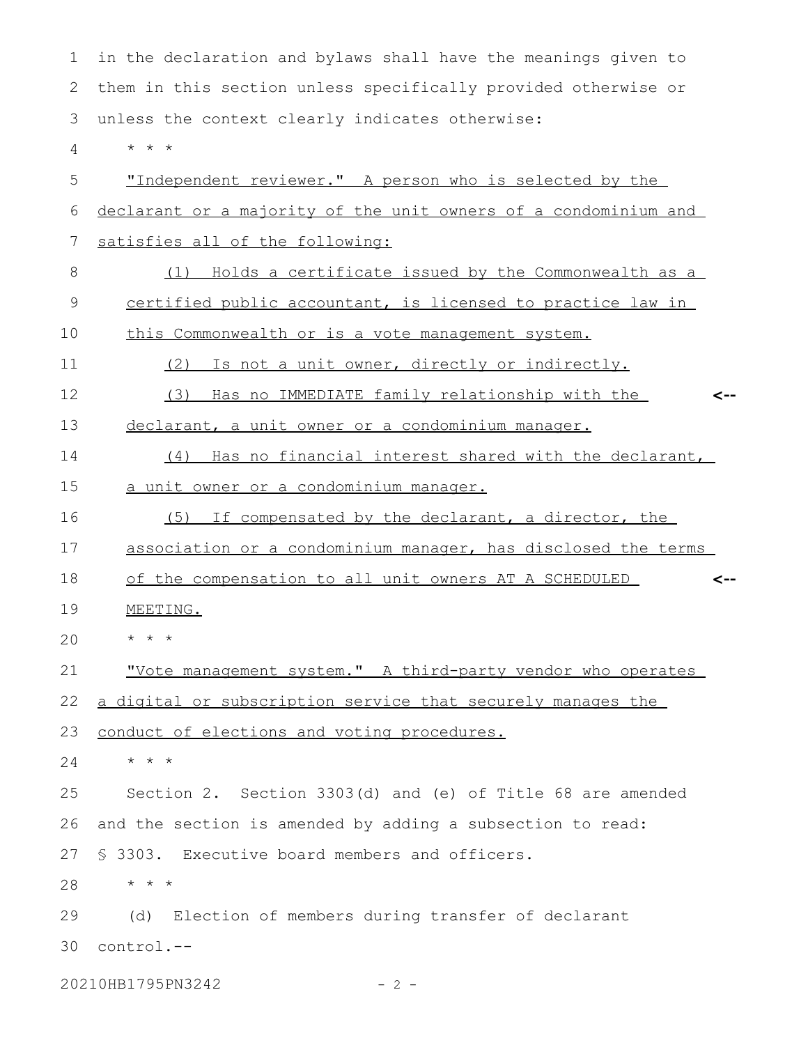in the declaration and bylaws shall have the meanings given to them in this section unless specifically provided otherwise or unless the context clearly indicates otherwise:

* * *

"Independent reviewer." A person who is selected by the declarant or a majority of the unit owners of a condominium and satisfies all of the following:

(1) Holds a certificate issued by the Commonwealth as a certified public accountant, is licensed to practice law in this Commonwealth or is a vote management system.

(2) Is not a unit owner, directly or indirectly.

(3) Has no IMMEDIATE family relationship with the declarant, a unit owner or a condominium manager. <--

(4) Has no financial interest shared with the declarant, a unit owner or a condominium manager.

(5) If compensated by the declarant, a director, the association or a condominium manager, has disclosed the terms of the compensation to all unit owners AT A SCHEDULED MEETING. <--

* * *

"Vote management system." A third-party vendor who operates a digital or subscription service that securely manages the conduct of elections and voting procedures.

* * *

Section 2. Section 3303(d) and (e) of Title 68 are amended and the section is amended by adding a subsection to read:

§ 3303. Executive board members and officers.

* * *

(d) Election of members during transfer of declarant control.--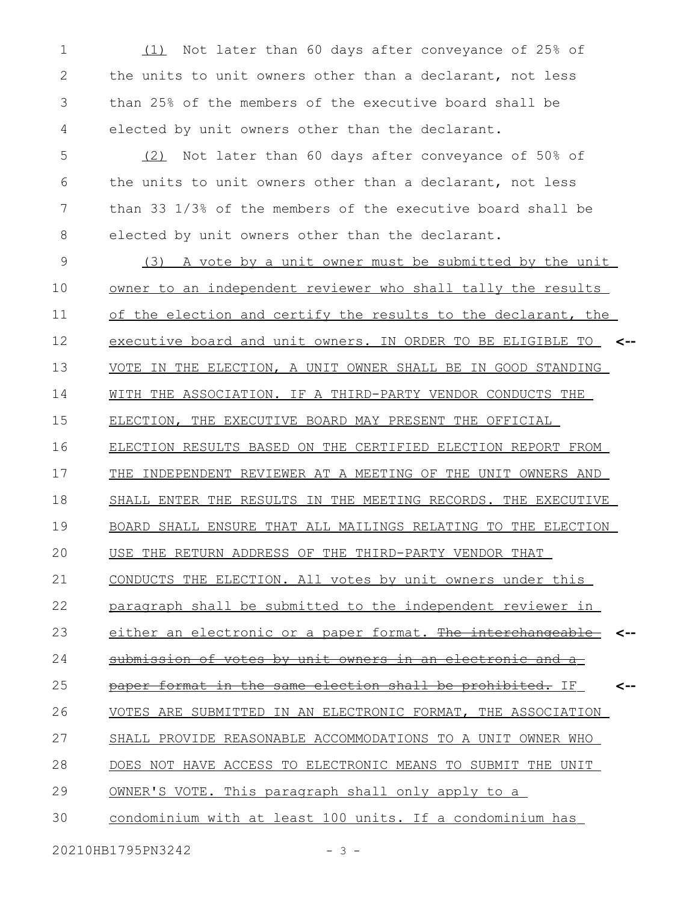(1) Not later than 60 days after conveyance of 25% of the units to unit owners other than a declarant, not less than 25% of the members of the executive board shall be elected by unit owners other than the declarant.

(2) Not later than 60 days after conveyance of 50% of the units to unit owners other than a declarant, not less than 33 1/3% of the members of the executive board shall be elected by unit owners other than the declarant.

<u>(3) A vote by a unit owner must be submitted by the unit owner to an independent reviewer who shall tally the results of the election and certify the results to the declarant, the executive board and unit owners. IN ORDER TO BE ELIGIBLE TO VOTE IN THE ELECTION, A UNIT OWNER SHALL BE IN GOOD STANDING WITH THE ASSOCIATION. IF A THIRD-PARTY VENDOR CONDUCTS THE ELECTION, THE EXECUTIVE BOARD MAY PRESENT THE OFFICIAL ELECTION RESULTS BASED ON THE CERTIFIED ELECTION REPORT FROM THE INDEPENDENT REVIEWER AT A MEETING OF THE UNIT OWNERS AND SHALL ENTER THE RESULTS IN THE MEETING RECORDS. THE EXECUTIVE BOARD SHALL ENSURE THAT ALL MAILINGS RELATING TO THE ELECTION USE THE RETURN ADDRESS OF THE THIRD-PARTY VENDOR THAT CONDUCTS THE ELECTION. All votes by unit owners under this paragraph shall be submitted to the independent reviewer in either an electronic or a paper format.</u> ~~The interchangeable submission of votes by unit owners in an electronic and a paper format in the same election shall be prohibited.~~ <u>IF VOTES ARE SUBMITTED IN AN ELECTRONIC FORMAT, THE ASSOCIATION SHALL PROVIDE REASONABLE ACCOMMODATIONS TO A UNIT OWNER WHO DOES NOT HAVE ACCESS TO ELECTRONIC MEANS TO SUBMIT THE UNIT OWNER'S VOTE. This paragraph shall only apply to a condominium with at least 100 units. If a condominium has</u>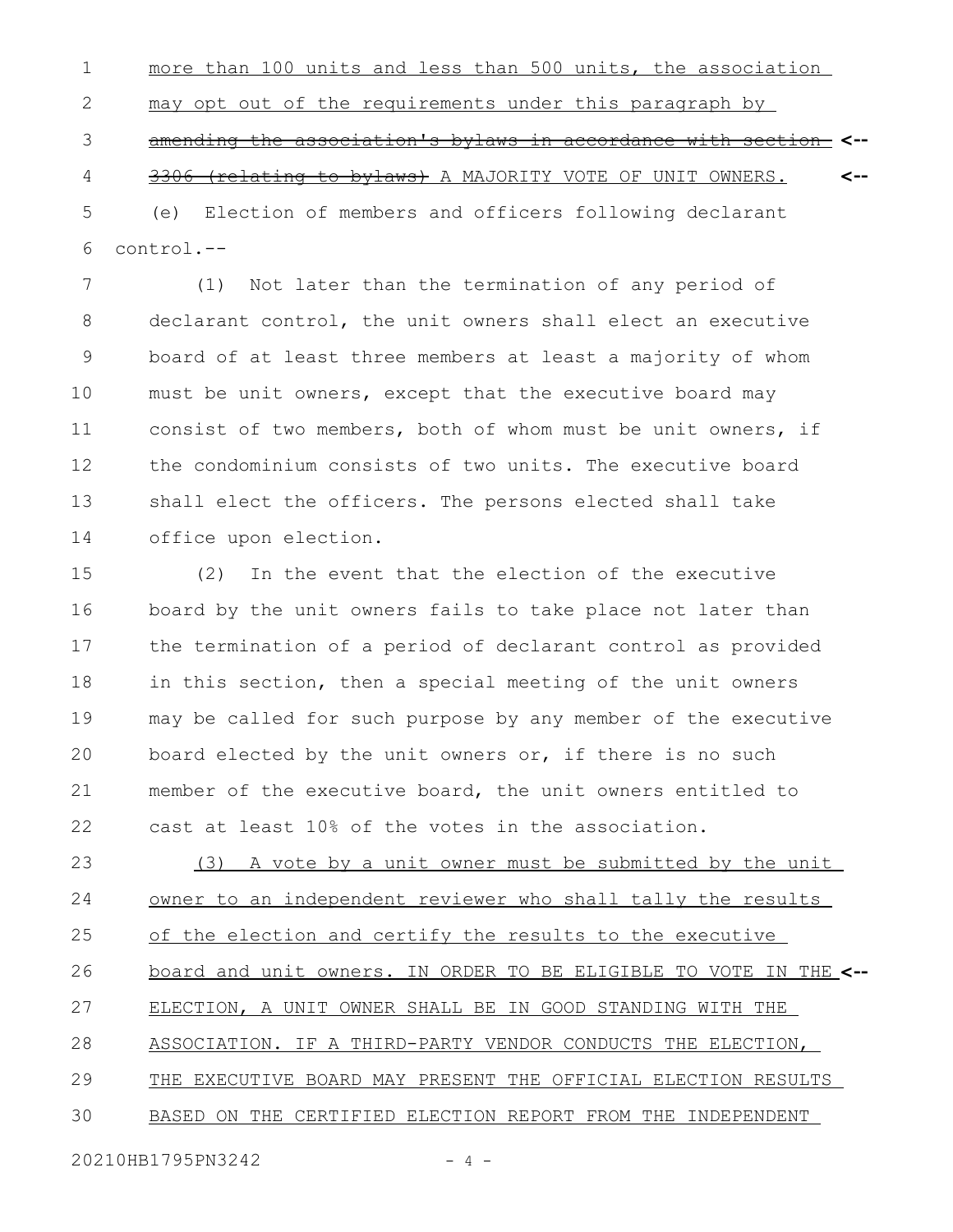more than 100 units and less than 500 units, the association may opt out of the requirements under this paragraph by ~~amending the association's bylaws in accordance with section 3306 (relating to bylaws)~~ A MAJORITY VOTE OF UNIT OWNERS.

(e) Election of members and officers following declarant control.--

(1) Not later than the termination of any period of declarant control, the unit owners shall elect an executive board of at least three members at least a majority of whom must be unit owners, except that the executive board may consist of two members, both of whom must be unit owners, if the condominium consists of two units. The executive board shall elect the officers. The persons elected shall take office upon election.

(2) In the event that the election of the executive board by the unit owners fails to take place not later than the termination of a period of declarant control as provided in this section, then a special meeting of the unit owners may be called for such purpose by any member of the executive board elected by the unit owners or, if there is no such member of the executive board, the unit owners entitled to cast at least 10% of the votes in the association.

(3) A vote by a unit owner must be submitted by the unit owner to an independent reviewer who shall tally the results of the election and certify the results to the executive board and unit owners. IN ORDER TO BE ELIGIBLE TO VOTE IN THE ELECTION, A UNIT OWNER SHALL BE IN GOOD STANDING WITH THE ASSOCIATION. IF A THIRD-PARTY VENDOR CONDUCTS THE ELECTION, THE EXECUTIVE BOARD MAY PRESENT THE OFFICIAL ELECTION RESULTS BASED ON THE CERTIFIED ELECTION REPORT FROM THE INDEPENDENT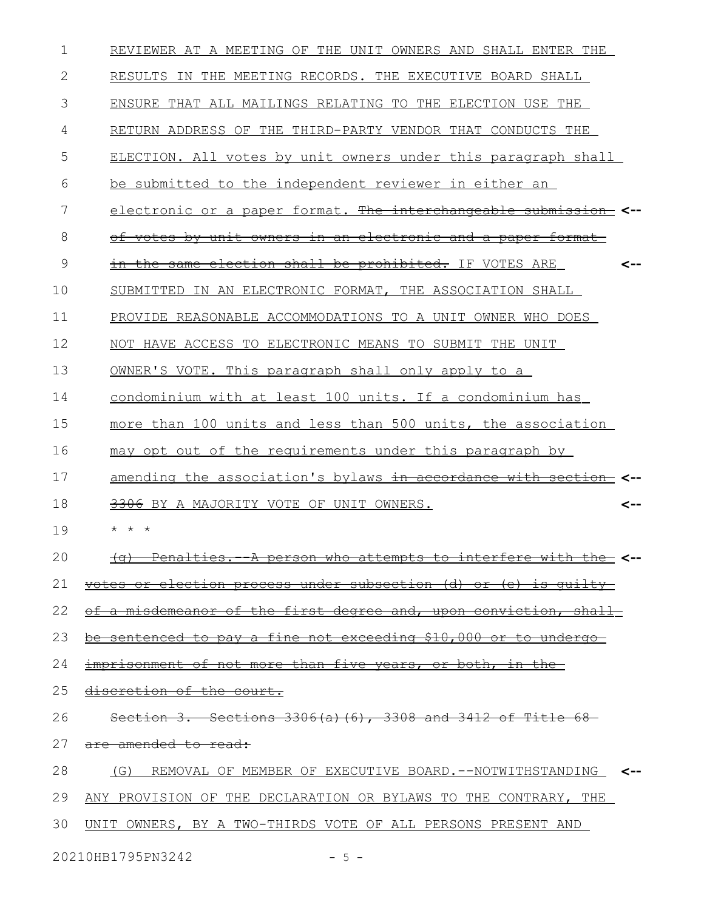REVIEWER AT A MEETING OF THE UNIT OWNERS AND SHALL ENTER THE RESULTS IN THE MEETING RECORDS. THE EXECUTIVE BOARD SHALL ENSURE THAT ALL MAILINGS RELATING TO THE ELECTION USE THE RETURN ADDRESS OF THE THIRD-PARTY VENDOR THAT CONDUCTS THE ELECTION. All votes by unit owners under this paragraph shall be submitted to the independent reviewer in either an electronic or a paper format. ~~The interchangeable submission of votes by unit owners in an electronic and a paper format in the same election shall be prohibited.~~ IF VOTES ARE SUBMITTED IN AN ELECTRONIC FORMAT, THE ASSOCIATION SHALL PROVIDE REASONABLE ACCOMMODATIONS TO A UNIT OWNER WHO DOES NOT HAVE ACCESS TO ELECTRONIC MEANS TO SUBMIT THE UNIT OWNER'S VOTE. This paragraph shall only apply to a condominium with at least 100 units. If a condominium has more than 100 units and less than 500 units, the association may opt out of the requirements under this paragraph by amending the association's bylaws ~~in accordance with section 3306~~ BY A MAJORITY VOTE OF UNIT OWNERS.

\* \* \*

~~(g) Penalties.--A person who attempts to interfere with the votes or election process under subsection (d) or (e) is guilty of a misdemeanor of the first degree and, upon conviction, shall be sentenced to pay a fine not exceeding $10,000 or to undergo imprisonment of not more than five years, or both, in the discretion of the court.~~

~~Section 3. Sections 3306(a)(6), 3308 and 3412 of Title 68 are amended to read:~~

(G) REMOVAL OF MEMBER OF EXECUTIVE BOARD.--NOTWITHSTANDING ANY PROVISION OF THE DECLARATION OR BYLAWS TO THE CONTRARY, THE UNIT OWNERS, BY A TWO-THIRDS VOTE OF ALL PERSONS PRESENT AND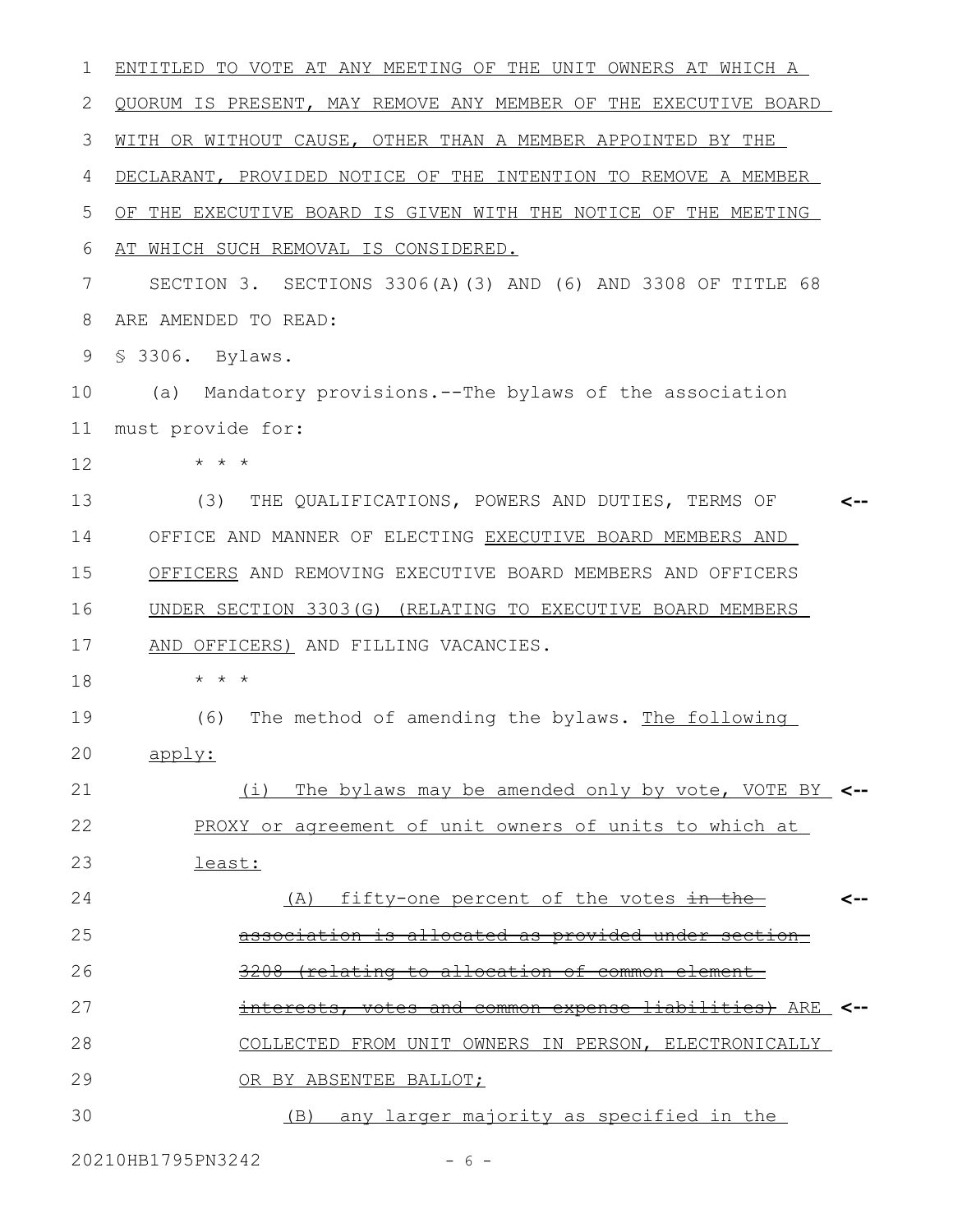ENTITLED TO VOTE AT ANY MEETING OF THE UNIT OWNERS AT WHICH A QUORUM IS PRESENT, MAY REMOVE ANY MEMBER OF THE EXECUTIVE BOARD WITH OR WITHOUT CAUSE, OTHER THAN A MEMBER APPOINTED BY THE DECLARANT, PROVIDED NOTICE OF THE INTENTION TO REMOVE A MEMBER OF THE EXECUTIVE BOARD IS GIVEN WITH THE NOTICE OF THE MEETING AT WHICH SUCH REMOVAL IS CONSIDERED.

SECTION 3. SECTIONS 3306(A)(3) AND (6) AND 3308 OF TITLE 68 ARE AMENDED TO READ:

§ 3306. Bylaws.

(a) Mandatory provisions.--The bylaws of the association must provide for:

\* \* \*

(3) THE QUALIFICATIONS, POWERS AND DUTIES, TERMS OF OFFICE AND MANNER OF ELECTING EXECUTIVE BOARD MEMBERS AND OFFICERS AND REMOVING EXECUTIVE BOARD MEMBERS AND OFFICERS UNDER SECTION 3303(G) (RELATING TO EXECUTIVE BOARD MEMBERS AND OFFICERS) AND FILLING VACANCIES.

\* \* \*

(6) The method of amending the bylaws. The following apply:

(i) The bylaws may be amended only by vote, VOTE BY PROXY or agreement of unit owners of units to which at least:

(A) fifty-one percent of the votes ~~in the association is allocated as provided under section 3208 (relating to allocation of common element interests, votes and common expense liabilities)~~ ARE COLLECTED FROM UNIT OWNERS IN PERSON, ELECTRONICALLY OR BY ABSENTEE BALLOT;

(B) any larger majority as specified in the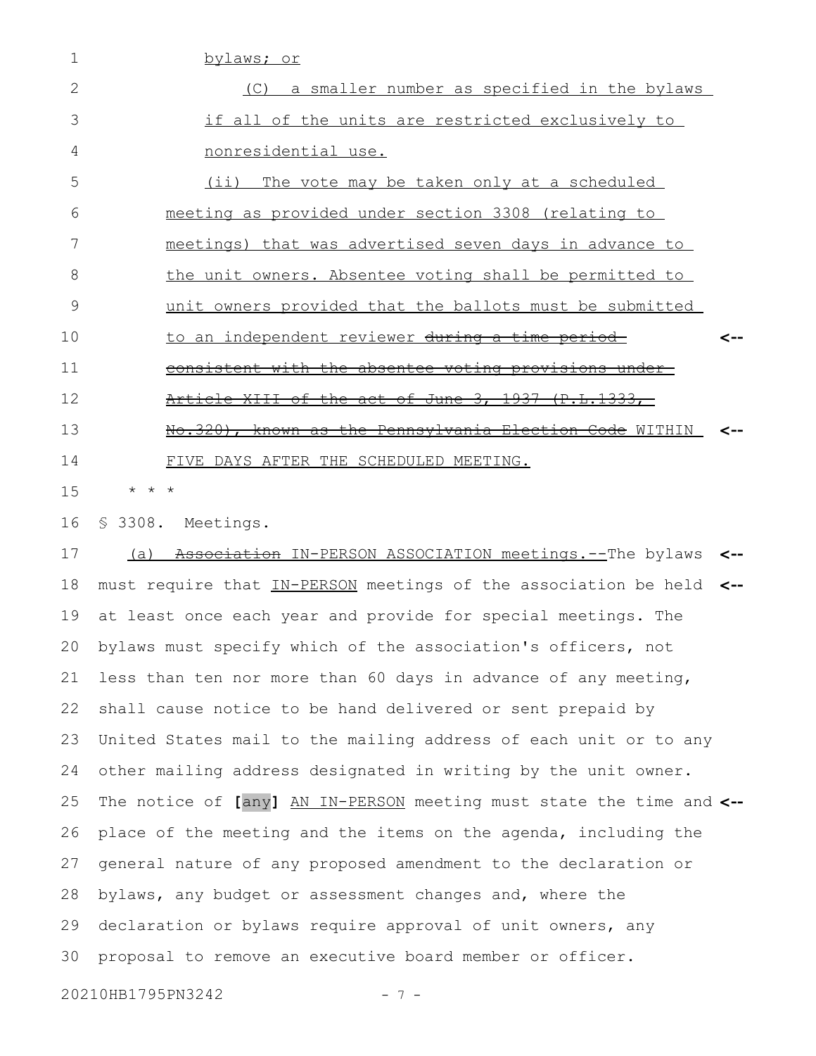bylaws; or

(C) a smaller number as specified in the bylaws if all of the units are restricted exclusively to nonresidential use.

(ii) The vote may be taken only at a scheduled meeting as provided under section 3308 (relating to meetings) that was advertised seven days in advance to the unit owners. Absentee voting shall be permitted to unit owners provided that the ballots must be submitted to an independent reviewer ~~during a time period consistent with the absentee voting provisions under Article XIII of the act of June 3, 1937 (P.L.1333, No.320), known as the Pennsylvania Election Code~~ WITHIN FIVE DAYS AFTER THE SCHEDULED MEETING. <--

* * *

§ 3308. Meetings.

(a) ~~Association~~ IN-PERSON ASSOCIATION meetings.--The bylaws must require that IN-PERSON meetings of the association be held at least once each year and provide for special meetings. The bylaws must specify which of the association's officers, not less than ten nor more than 60 days in advance of any meeting, shall cause notice to be hand delivered or sent prepaid by United States mail to the mailing address of each unit or to any other mailing address designated in writing by the unit owner. The notice of **[**any**]** AN IN-PERSON meeting must state the time and place of the meeting and the items on the agenda, including the general nature of any proposed amendment to the declaration or bylaws, any budget or assessment changes and, where the declaration or bylaws require approval of unit owners, any proposal to remove an executive board member or officer.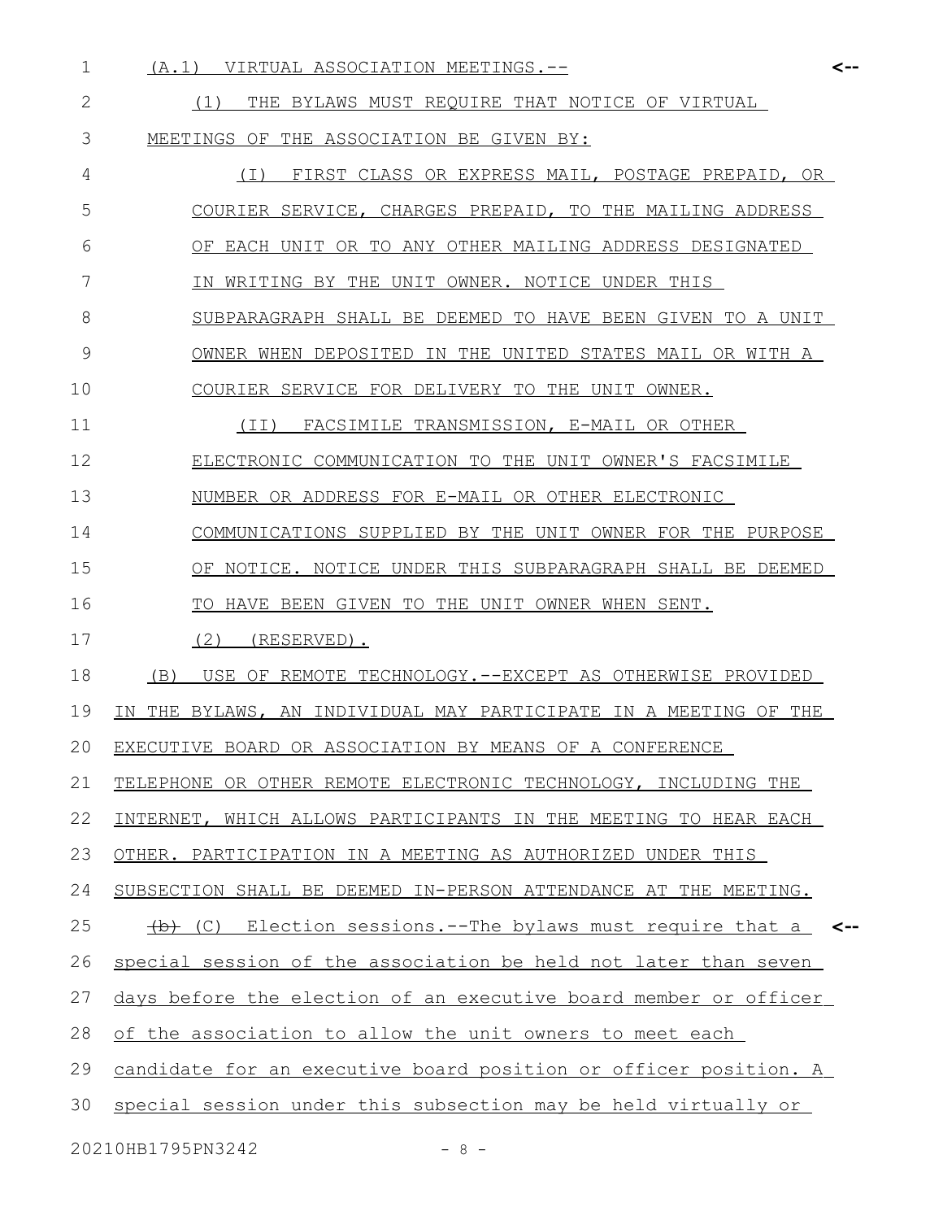(A.1) VIRTUAL ASSOCIATION MEETINGS.--

(1) THE BYLAWS MUST REQUIRE THAT NOTICE OF VIRTUAL MEETINGS OF THE ASSOCIATION BE GIVEN BY:

(I) FIRST CLASS OR EXPRESS MAIL, POSTAGE PREPAID, OR COURIER SERVICE, CHARGES PREPAID, TO THE MAILING ADDRESS OF EACH UNIT OR TO ANY OTHER MAILING ADDRESS DESIGNATED IN WRITING BY THE UNIT OWNER. NOTICE UNDER THIS SUBPARAGRAPH SHALL BE DEEMED TO HAVE BEEN GIVEN TO A UNIT OWNER WHEN DEPOSITED IN THE UNITED STATES MAIL OR WITH A COURIER SERVICE FOR DELIVERY TO THE UNIT OWNER.

(II) FACSIMILE TRANSMISSION, E-MAIL OR OTHER ELECTRONIC COMMUNICATION TO THE UNIT OWNER'S FACSIMILE NUMBER OR ADDRESS FOR E-MAIL OR OTHER ELECTRONIC COMMUNICATIONS SUPPLIED BY THE UNIT OWNER FOR THE PURPOSE OF NOTICE. NOTICE UNDER THIS SUBPARAGRAPH SHALL BE DEEMED TO HAVE BEEN GIVEN TO THE UNIT OWNER WHEN SENT.

(2) (RESERVED).

(B) USE OF REMOTE TECHNOLOGY.--EXCEPT AS OTHERWISE PROVIDED IN THE BYLAWS, AN INDIVIDUAL MAY PARTICIPATE IN A MEETING OF THE EXECUTIVE BOARD OR ASSOCIATION BY MEANS OF A CONFERENCE TELEPHONE OR OTHER REMOTE ELECTRONIC TECHNOLOGY, INCLUDING THE INTERNET, WHICH ALLOWS PARTICIPANTS IN THE MEETING TO HEAR EACH OTHER. PARTICIPATION IN A MEETING AS AUTHORIZED UNDER THIS SUBSECTION SHALL BE DEEMED IN-PERSON ATTENDANCE AT THE MEETING.

~~(b)~~ (C) Election sessions.--The bylaws must require that a special session of the association be held not later than seven days before the election of an executive board member or officer of the association to allow the unit owners to meet each candidate for an executive board position or officer position. A special session under this subsection may be held virtually or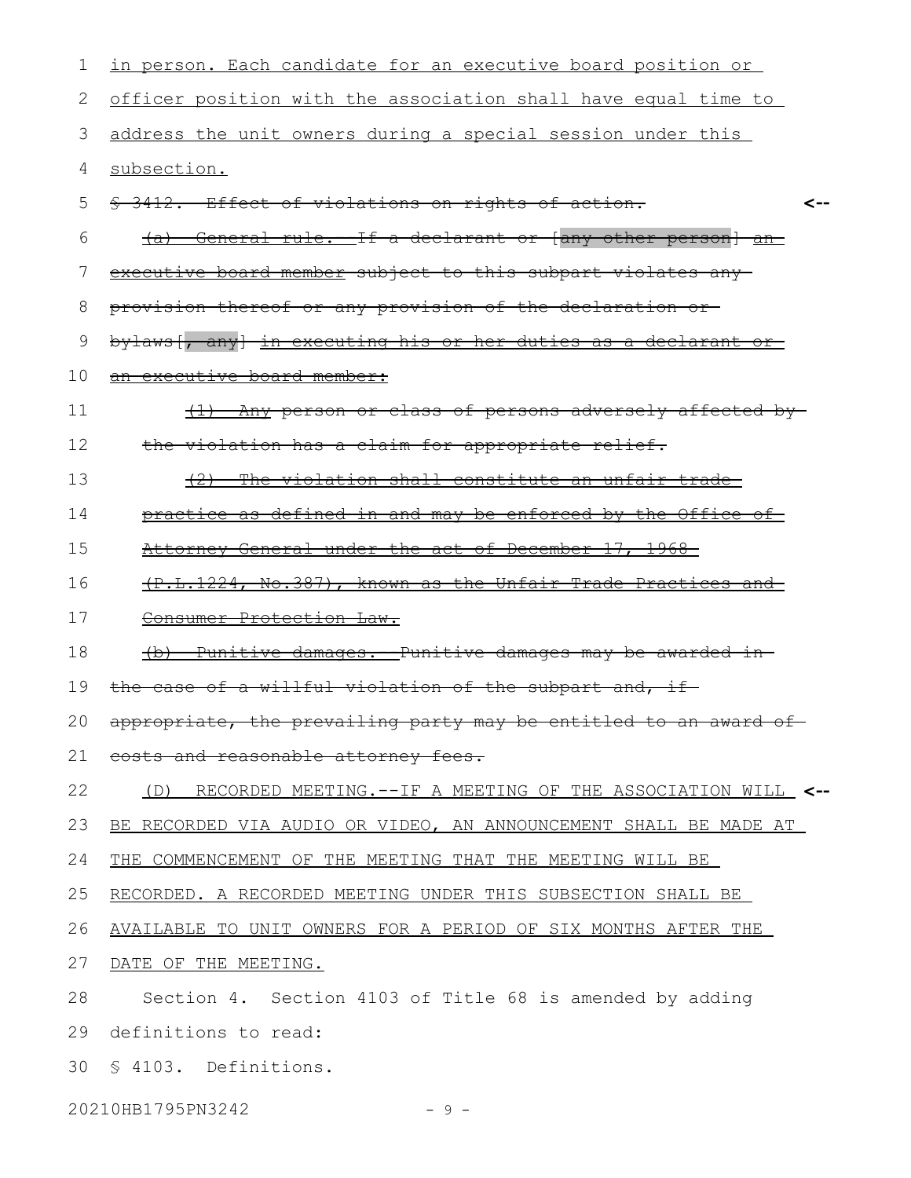in person. Each candidate for an executive board position or officer position with the association shall have equal time to address the unit owners during a special session under this subsection.

~~§ 3412. Effect of violations on rights of action.~~

~~(a) General rule.--If a declarant or [any other person] an executive board member subject to this subpart violates any provision thereof or any provision of the declaration or bylaws[, any] in executing his or her duties as a declarant or an executive board member:~~

~~(1) Any person or class of persons adversely affected by the violation has a claim for appropriate relief.~~

~~(2) The violation shall constitute an unfair trade practice as defined in and may be enforced by the Office of Attorney General under the act of December 17, 1968 (P.L.1224, No.387), known as the Unfair Trade Practices and Consumer Protection Law.~~

~~(b) Punitive damages.--Punitive damages may be awarded in the case of a willful violation of the subpart and, if appropriate, the prevailing party may be entitled to an award of costs and reasonable attorney fees.~~

(D) RECORDED MEETING.--IF A MEETING OF THE ASSOCIATION WILL BE RECORDED VIA AUDIO OR VIDEO, AN ANNOUNCEMENT SHALL BE MADE AT THE COMMENCEMENT OF THE MEETING THAT THE MEETING WILL BE RECORDED. A RECORDED MEETING UNDER THIS SUBSECTION SHALL BE AVAILABLE TO UNIT OWNERS FOR A PERIOD OF SIX MONTHS AFTER THE DATE OF THE MEETING.

Section 4. Section 4103 of Title 68 is amended by adding definitions to read:

§ 4103. Definitions.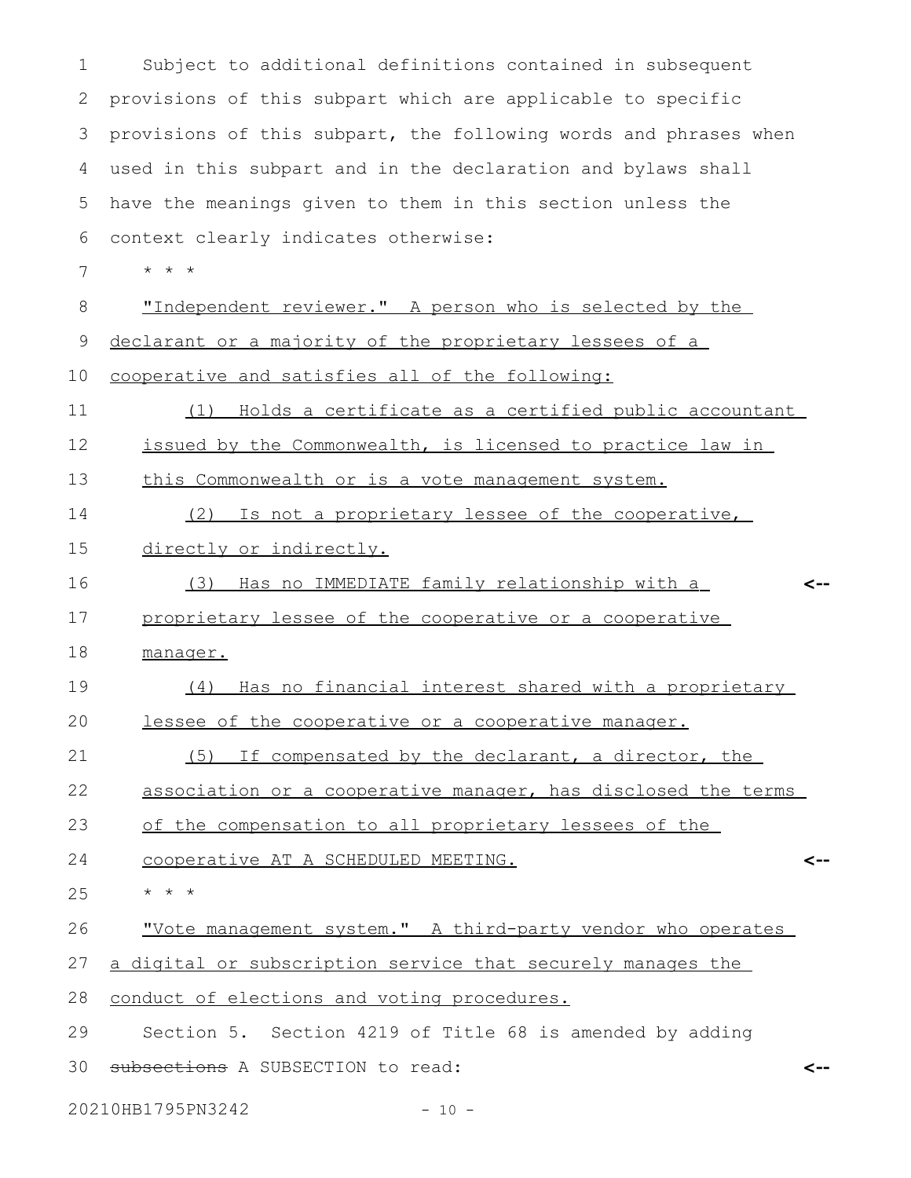Subject to additional definitions contained in subsequent provisions of this subpart which are applicable to specific provisions of this subpart, the following words and phrases when used in this subpart and in the declaration and bylaws shall have the meanings given to them in this section unless the context clearly indicates otherwise:

\* \* \*

"Independent reviewer." A person who is selected by the declarant or a majority of the proprietary lessees of a cooperative and satisfies all of the following:

(1) Holds a certificate as a certified public accountant issued by the Commonwealth, is licensed to practice law in this Commonwealth or is a vote management system.

(2) Is not a proprietary lessee of the cooperative, directly or indirectly.

(3) Has no IMMEDIATE family relationship with a proprietary lessee of the cooperative or a cooperative manager.

(4) Has no financial interest shared with a proprietary lessee of the cooperative or a cooperative manager.

(5) If compensated by the declarant, a director, the association or a cooperative manager, has disclosed the terms of the compensation to all proprietary lessees of the cooperative AT A SCHEDULED MEETING.

\* \* \*

"Vote management system." A third-party vendor who operates a digital or subscription service that securely manages the conduct of elections and voting procedures.

Section 5. Section 4219 of Title 68 is amended by adding ~~subsections~~ A SUBSECTION to read: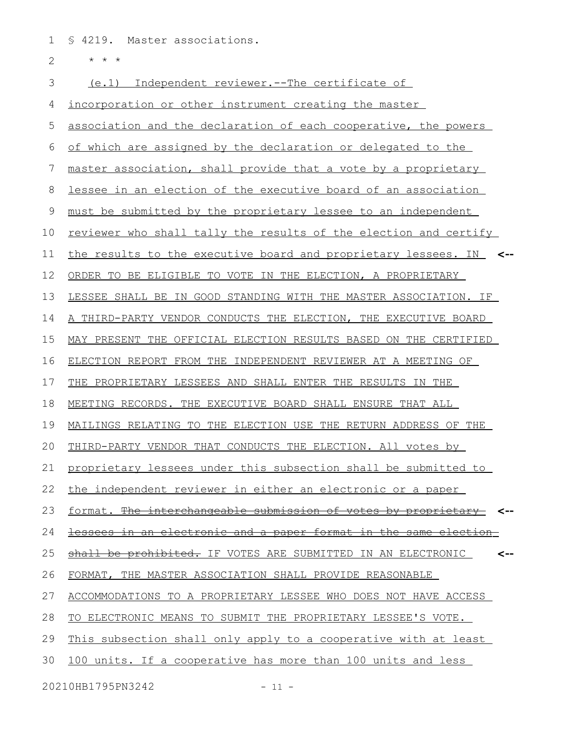§ 4219. Master associations.

\* \* \*

(e.1) Independent reviewer.--The certificate of incorporation or other instrument creating the master association and the declaration of each cooperative, the powers of which are assigned by the declaration or delegated to the master association, shall provide that a vote by a proprietary lessee in an election of the executive board of an association must be submitted by the proprietary lessee to an independent reviewer who shall tally the results of the election and certify the results to the executive board and proprietary lessees. IN ORDER TO BE ELIGIBLE TO VOTE IN THE ELECTION, A PROPRIETARY LESSEE SHALL BE IN GOOD STANDING WITH THE MASTER ASSOCIATION. IF A THIRD-PARTY VENDOR CONDUCTS THE ELECTION, THE EXECUTIVE BOARD MAY PRESENT THE OFFICIAL ELECTION RESULTS BASED ON THE CERTIFIED ELECTION REPORT FROM THE INDEPENDENT REVIEWER AT A MEETING OF THE PROPRIETARY LESSEES AND SHALL ENTER THE RESULTS IN THE MEETING RECORDS. THE EXECUTIVE BOARD SHALL ENSURE THAT ALL MAILINGS RELATING TO THE ELECTION USE THE RETURN ADDRESS OF THE THIRD-PARTY VENDOR THAT CONDUCTS THE ELECTION. All votes by proprietary lessees under this subsection shall be submitted to the independent reviewer in either an electronic or a paper format. ~~The interchangeable submission of votes by proprietary lessees in an electronic and a paper format in the same election shall be prohibited.~~ IF VOTES ARE SUBMITTED IN AN ELECTRONIC FORMAT, THE MASTER ASSOCIATION SHALL PROVIDE REASONABLE ACCOMMODATIONS TO A PROPRIETARY LESSEE WHO DOES NOT HAVE ACCESS TO ELECTRONIC MEANS TO SUBMIT THE PROPRIETARY LESSEE'S VOTE. This subsection shall only apply to a cooperative with at least 100 units. If a cooperative has more than 100 units and less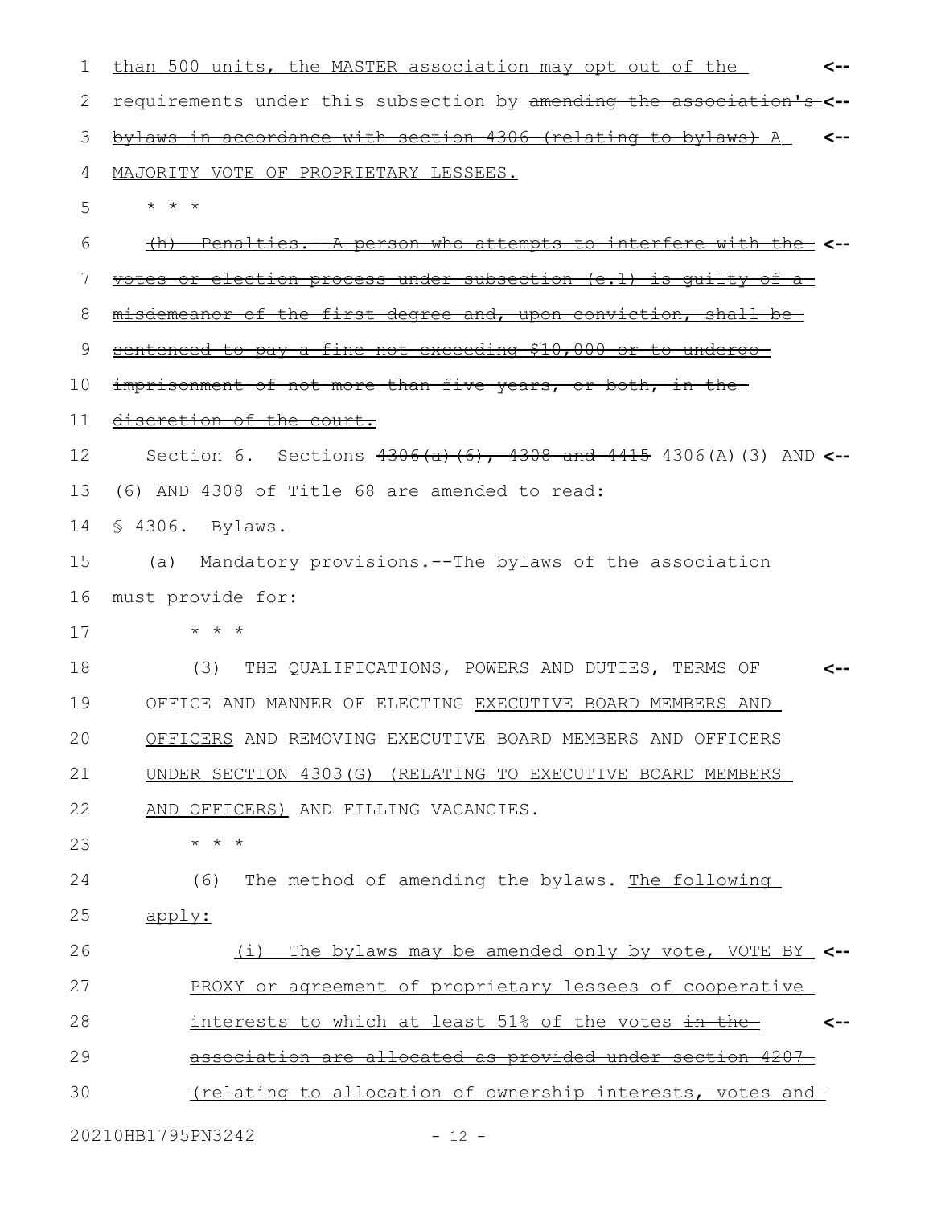than 500 units, the MASTER association may opt out of the requirements under this subsection by ~~amending the association's bylaws in accordance with section 4306 (relating to bylaws)~~ A MAJORITY VOTE OF PROPRIETARY LESSEES.

* * *

~~(h) Penalties.--A person who attempts to interfere with the votes or election process under subsection (e.1) is guilty of a misdemeanor of the first degree and, upon conviction, shall be sentenced to pay a fine not exceeding $10,000 or to undergo imprisonment of not more than five years, or both, in the discretion of the court.~~

Section 6. Sections ~~4306(a)(6), 4308 and 4415~~ 4306(A)(3) AND (6) AND 4308 of Title 68 are amended to read:

§ 4306. Bylaws.

(a) Mandatory provisions.--The bylaws of the association must provide for:

* * *

(3) THE QUALIFICATIONS, POWERS AND DUTIES, TERMS OF OFFICE AND MANNER OF ELECTING EXECUTIVE BOARD MEMBERS AND OFFICERS AND REMOVING EXECUTIVE BOARD MEMBERS AND OFFICERS UNDER SECTION 4303(G) (RELATING TO EXECUTIVE BOARD MEMBERS AND OFFICERS) AND FILLING VACANCIES.

* * *

(6) The method of amending the bylaws. The following apply:

(i) The bylaws may be amended only by vote, VOTE BY PROXY or agreement of proprietary lessees of cooperative interests to which at least 51% of the votes ~~in the association are allocated as provided under section 4207 (relating to allocation of ownership interests, votes and~~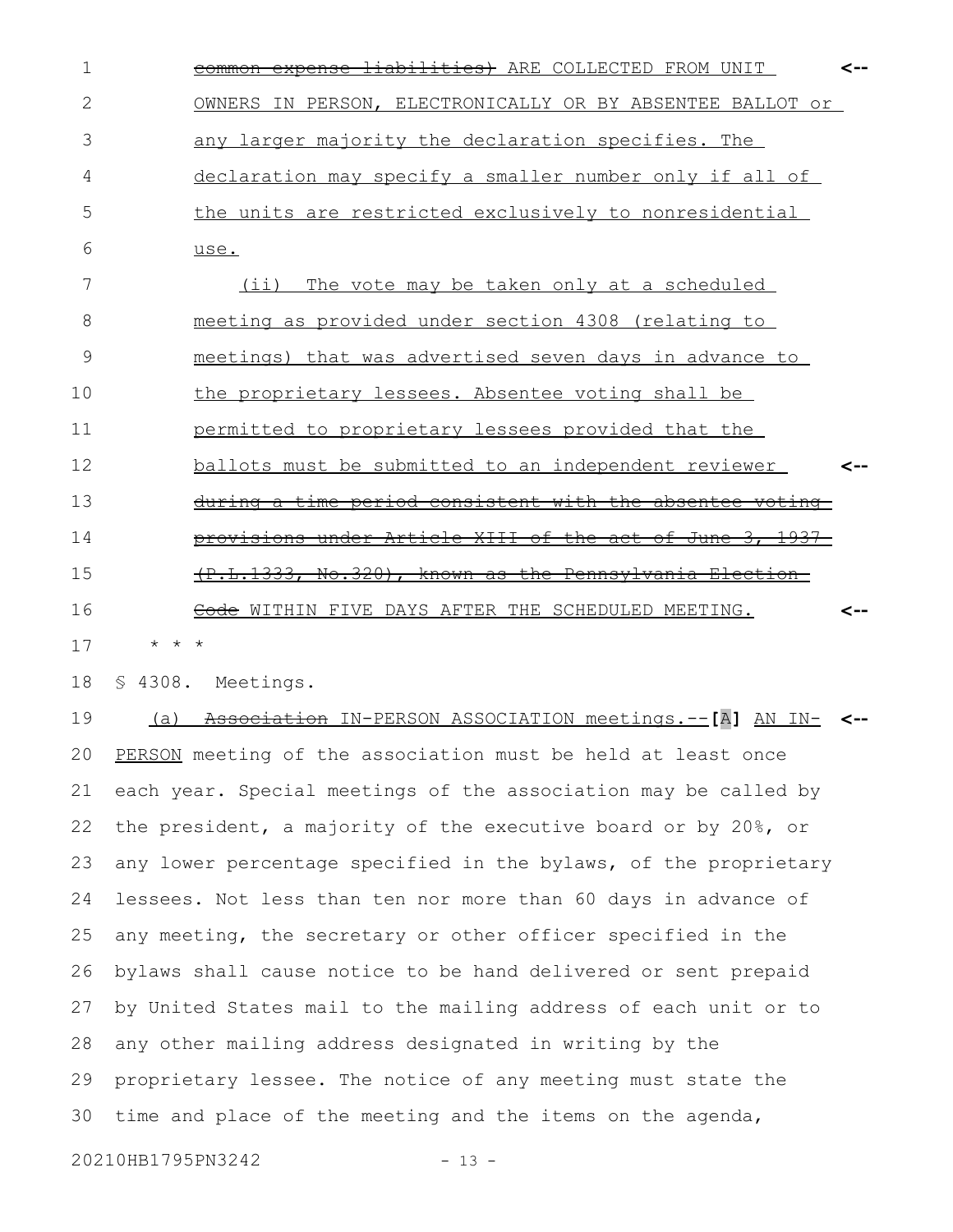~~common expense liabilities)~~ ARE COLLECTED FROM UNIT OWNERS IN PERSON, ELECTRONICALLY OR BY ABSENTEE BALLOT or any larger majority the declaration specifies. The declaration may specify a smaller number only if all of the units are restricted exclusively to nonresidential use.

(ii) The vote may be taken only at a scheduled meeting as provided under section 4308 (relating to meetings) that was advertised seven days in advance to the proprietary lessees. Absentee voting shall be permitted to proprietary lessees provided that the ballots must be submitted to an independent reviewer ~~during a time period consistent with the absentee voting provisions under Article XIII of the act of June 3, 1937 (P.L.1333, No.320), known as the Pennsylvania Election Code~~ WITHIN FIVE DAYS AFTER THE SCHEDULED MEETING.

* * *

§ 4308. Meetings.

(a) ~~Association~~ IN-PERSON ASSOCIATION meetings.--**[**A**]** AN IN-PERSON meeting of the association must be held at least once each year. Special meetings of the association may be called by the president, a majority of the executive board or by 20%, or any lower percentage specified in the bylaws, of the proprietary lessees. Not less than ten nor more than 60 days in advance of any meeting, the secretary or other officer specified in the bylaws shall cause notice to be hand delivered or sent prepaid by United States mail to the mailing address of each unit or to any other mailing address designated in writing by the proprietary lessee. The notice of any meeting must state the time and place of the meeting and the items on the agenda,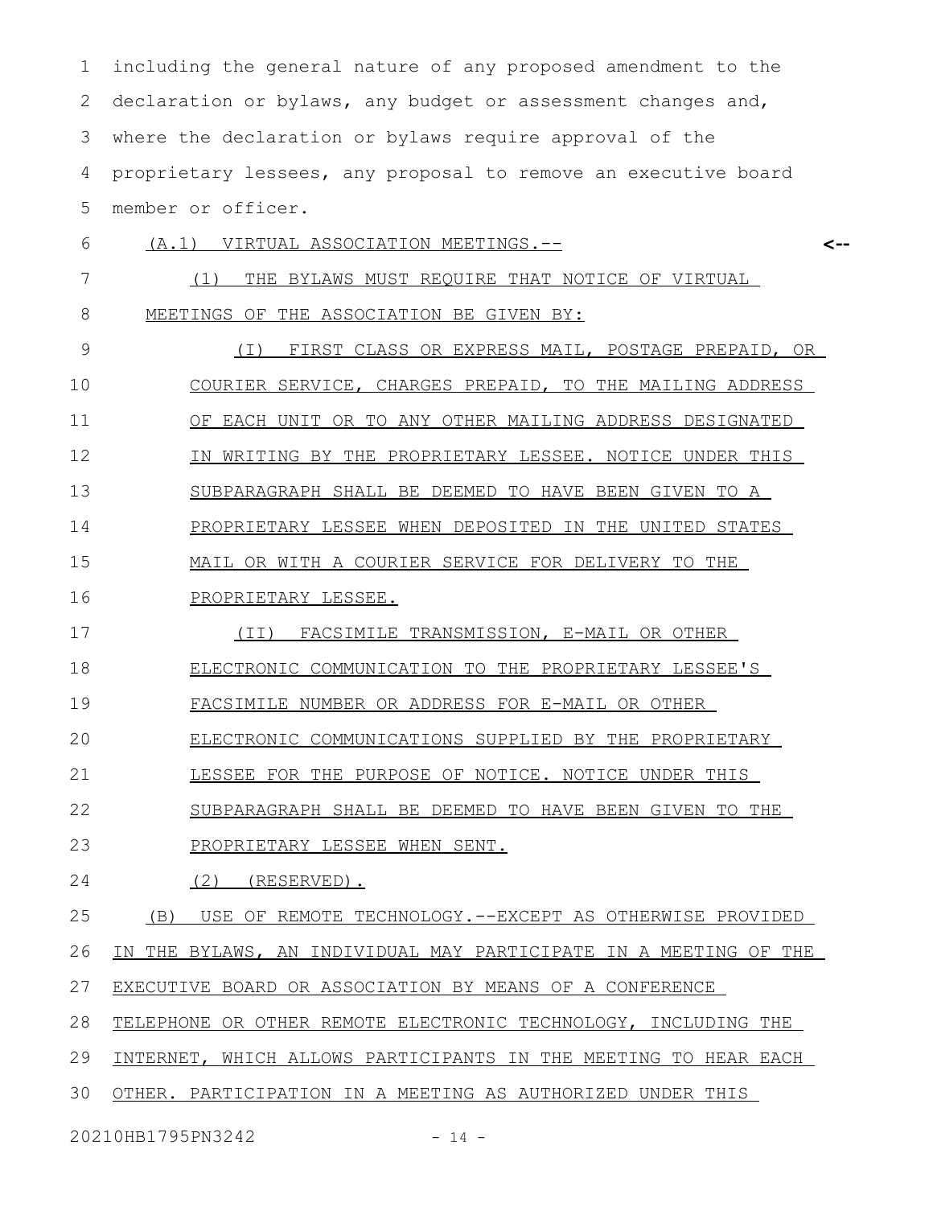including the general nature of any proposed amendment to the declaration or bylaws, any budget or assessment changes and, where the declaration or bylaws require approval of the proprietary lessees, any proposal to remove an executive board member or officer.

<u>(A.1) VIRTUAL ASSOCIATION MEETINGS.--</u>

<u>(1) THE BYLAWS MUST REQUIRE THAT NOTICE OF VIRTUAL MEETINGS OF THE ASSOCIATION BE GIVEN BY:</u>

<u>(I) FIRST CLASS OR EXPRESS MAIL, POSTAGE PREPAID, OR COURIER SERVICE, CHARGES PREPAID, TO THE MAILING ADDRESS OF EACH UNIT OR TO ANY OTHER MAILING ADDRESS DESIGNATED IN WRITING BY THE PROPRIETARY LESSEE. NOTICE UNDER THIS SUBPARAGRAPH SHALL BE DEEMED TO HAVE BEEN GIVEN TO A PROPRIETARY LESSEE WHEN DEPOSITED IN THE UNITED STATES MAIL OR WITH A COURIER SERVICE FOR DELIVERY TO THE PROPRIETARY LESSEE.</u>

<u>(II) FACSIMILE TRANSMISSION, E-MAIL OR OTHER ELECTRONIC COMMUNICATION TO THE PROPRIETARY LESSEE'S FACSIMILE NUMBER OR ADDRESS FOR E-MAIL OR OTHER ELECTRONIC COMMUNICATIONS SUPPLIED BY THE PROPRIETARY LESSEE FOR THE PURPOSE OF NOTICE. NOTICE UNDER THIS SUBPARAGRAPH SHALL BE DEEMED TO HAVE BEEN GIVEN TO THE PROPRIETARY LESSEE WHEN SENT.</u>

<u>(2) (RESERVED).</u>

<u>(B) USE OF REMOTE TECHNOLOGY.--EXCEPT AS OTHERWISE PROVIDED IN THE BYLAWS, AN INDIVIDUAL MAY PARTICIPATE IN A MEETING OF THE EXECUTIVE BOARD OR ASSOCIATION BY MEANS OF A CONFERENCE TELEPHONE OR OTHER REMOTE ELECTRONIC TECHNOLOGY, INCLUDING THE INTERNET, WHICH ALLOWS PARTICIPANTS IN THE MEETING TO HEAR EACH OTHER. PARTICIPATION IN A MEETING AS AUTHORIZED UNDER THIS</u>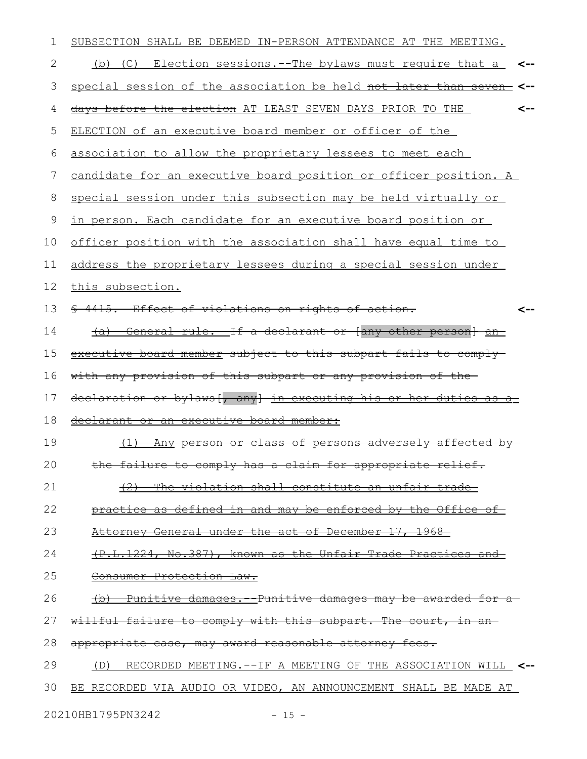SUBSECTION SHALL BE DEEMED IN-PERSON ATTENDANCE AT THE MEETING.

~~(b)~~ (C) Election sessions.--The bylaws must require that a special session of the association be held ~~not later than seven days before the election~~ AT LEAST SEVEN DAYS PRIOR TO THE ELECTION of an executive board member or officer of the association to allow the proprietary lessees to meet each candidate for an executive board position or officer position. A special session under this subsection may be held virtually or in person. Each candidate for an executive board position or officer position with the association shall have equal time to address the proprietary lessees during a special session under this subsection.

~~§ 4415. Effect of violations on rights of action.~~

~~(a) General rule.--If a declarant or [any other person] an executive board member subject to this subpart fails to comply with any provision of this subpart or any provision of the declaration or bylaws[, any] in executing his or her duties as a declarant or an executive board member:~~

~~(1) Any person or class of persons adversely affected by the failure to comply has a claim for appropriate relief.~~

~~(2) The violation shall constitute an unfair trade practice as defined in and may be enforced by the Office of Attorney General under the act of December 17, 1968 (P.L.1224, No.387), known as the Unfair Trade Practices and Consumer Protection Law.~~

~~(b) Punitive damages.--Punitive damages may be awarded for a willful failure to comply with this subpart. The court, in an appropriate case, may award reasonable attorney fees.~~

(D) RECORDED MEETING.--IF A MEETING OF THE ASSOCIATION WILL BE RECORDED VIA AUDIO OR VIDEO, AN ANNOUNCEMENT SHALL BE MADE AT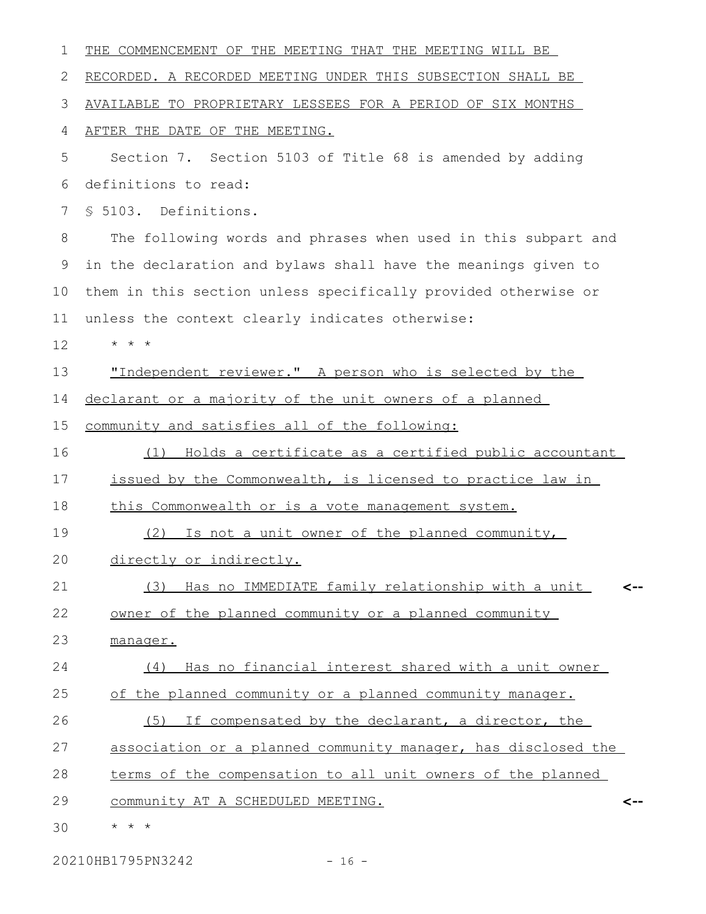THE COMMENCEMENT OF THE MEETING THAT THE MEETING WILL BE RECORDED. A RECORDED MEETING UNDER THIS SUBSECTION SHALL BE AVAILABLE TO PROPRIETARY LESSEES FOR A PERIOD OF SIX MONTHS AFTER THE DATE OF THE MEETING.

Section 7. Section 5103 of Title 68 is amended by adding definitions to read:

§ 5103. Definitions.

The following words and phrases when used in this subpart and in the declaration and bylaws shall have the meanings given to them in this section unless specifically provided otherwise or unless the context clearly indicates otherwise:

* * *

"Independent reviewer." A person who is selected by the declarant or a majority of the unit owners of a planned community and satisfies all of the following:

(1) Holds a certificate as a certified public accountant issued by the Commonwealth, is licensed to practice law in this Commonwealth or is a vote management system.

(2) Is not a unit owner of the planned community, directly or indirectly.

(3) Has no IMMEDIATE family relationship with a unit owner of the planned community or a planned community manager.

(4) Has no financial interest shared with a unit owner of the planned community or a planned community manager.

(5) If compensated by the declarant, a director, the association or a planned community manager, has disclosed the terms of the compensation to all unit owners of the planned community AT A SCHEDULED MEETING.

* * *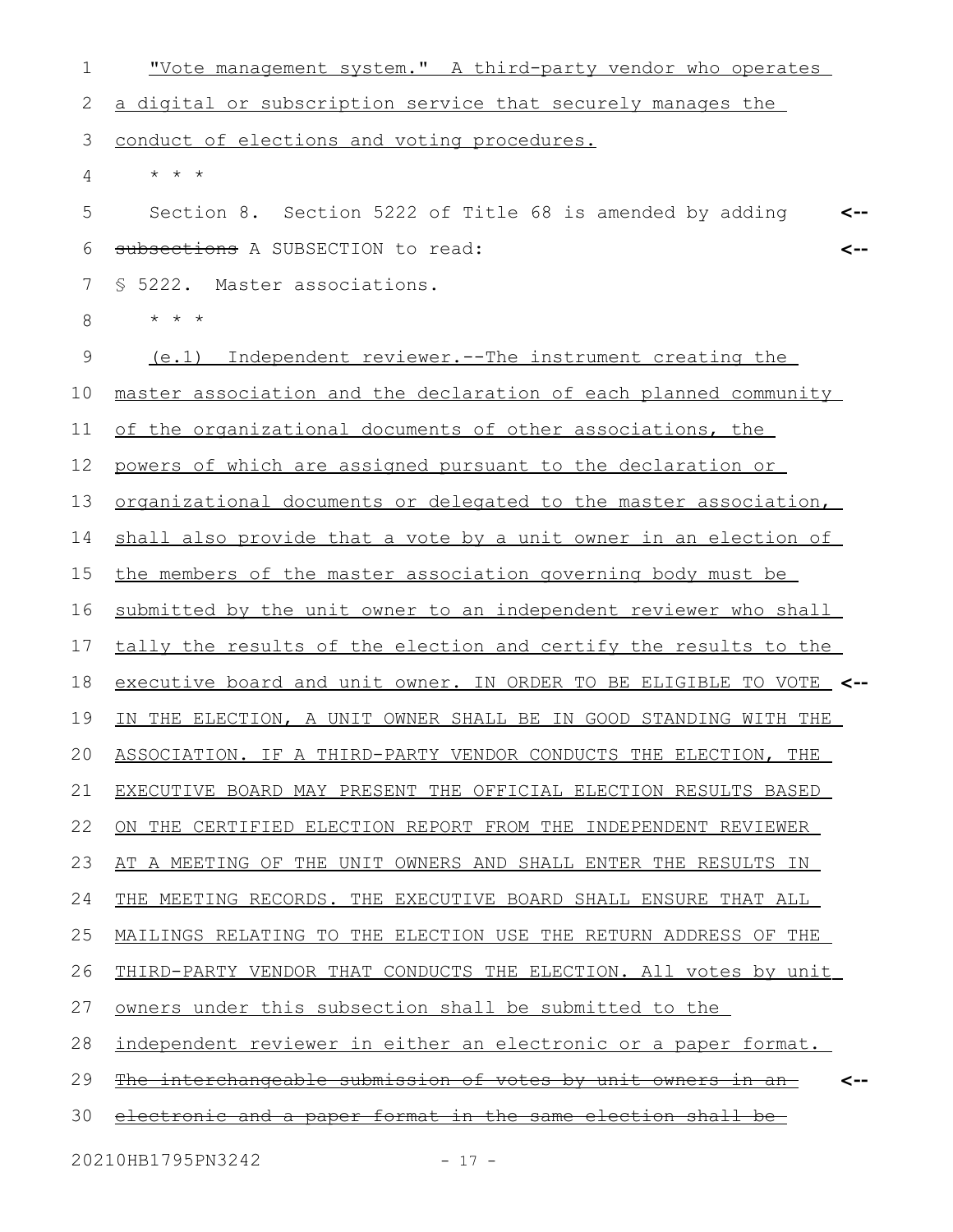"Vote management system." A third-party vendor who operates a digital or subscription service that securely manages the conduct of elections and voting procedures.

\* \* \*

Section 8. Section 5222 of Title 68 is amended by adding ~~subsections~~ A SUBSECTION to read:

§ 5222. Master associations.

\* \* \*

(e.1) Independent reviewer.--The instrument creating the master association and the declaration of each planned community of the organizational documents of other associations, the powers of which are assigned pursuant to the declaration or organizational documents or delegated to the master association, shall also provide that a vote by a unit owner in an election of the members of the master association governing body must be submitted by the unit owner to an independent reviewer who shall tally the results of the election and certify the results to the executive board and unit owner. IN ORDER TO BE ELIGIBLE TO VOTE IN THE ELECTION, A UNIT OWNER SHALL BE IN GOOD STANDING WITH THE ASSOCIATION. IF A THIRD-PARTY VENDOR CONDUCTS THE ELECTION, THE EXECUTIVE BOARD MAY PRESENT THE OFFICIAL ELECTION RESULTS BASED ON THE CERTIFIED ELECTION REPORT FROM THE INDEPENDENT REVIEWER AT A MEETING OF THE UNIT OWNERS AND SHALL ENTER THE RESULTS IN THE MEETING RECORDS. THE EXECUTIVE BOARD SHALL ENSURE THAT ALL MAILINGS RELATING TO THE ELECTION USE THE RETURN ADDRESS OF THE THIRD-PARTY VENDOR THAT CONDUCTS THE ELECTION. All votes by unit owners under this subsection shall be submitted to the independent reviewer in either an electronic or a paper format. ~~The interchangeable submission of votes by unit owners in an electronic and a paper format in the same election shall be~~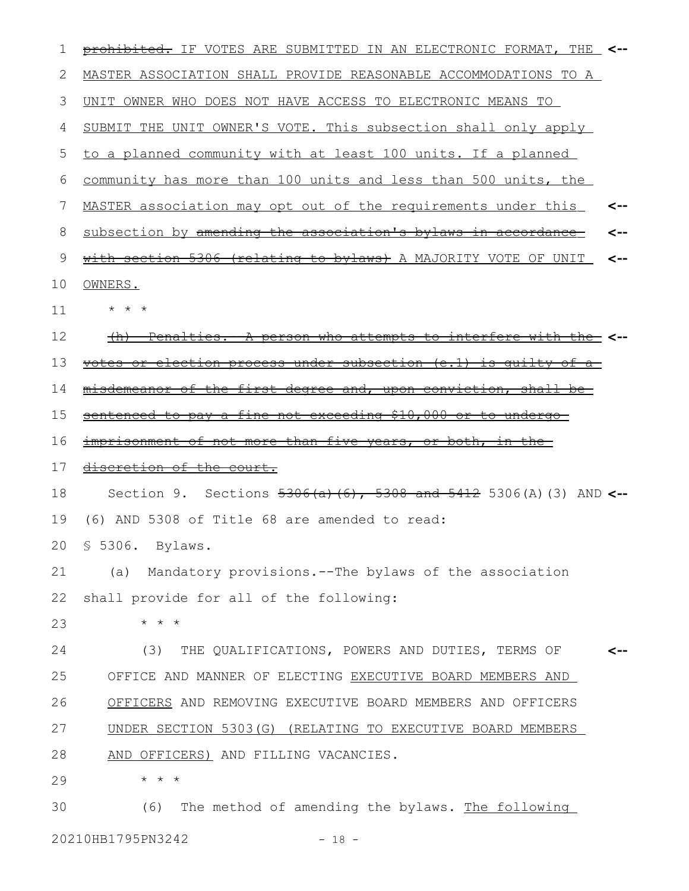~~prohibited.~~ IF VOTES ARE SUBMITTED IN AN ELECTRONIC FORMAT, THE MASTER ASSOCIATION SHALL PROVIDE REASONABLE ACCOMMODATIONS TO A UNIT OWNER WHO DOES NOT HAVE ACCESS TO ELECTRONIC MEANS TO SUBMIT THE UNIT OWNER'S VOTE. This subsection shall only apply to a planned community with at least 100 units. If a planned community has more than 100 units and less than 500 units, the MASTER association may opt out of the requirements under this subsection by ~~amending the association's bylaws in accordance with section 5306 (relating to bylaws)~~ A MAJORITY VOTE OF UNIT OWNERS.

\* \* \*

~~(h) Penalties.--A person who attempts to interfere with the votes or election process under subsection (e.1) is guilty of a misdemeanor of the first degree and, upon conviction, shall be sentenced to pay a fine not exceeding $10,000 or to undergo imprisonment of not more than five years, or both, in the discretion of the court.~~

Section 9. Sections ~~5306(a)(6), 5308 and 5412~~ 5306(A)(3) AND (6) AND 5308 of Title 68 are amended to read:

§ 5306. Bylaws.

(a) Mandatory provisions.--The bylaws of the association shall provide for all of the following:

\* \* \*

(3) THE QUALIFICATIONS, POWERS AND DUTIES, TERMS OF OFFICE AND MANNER OF ELECTING EXECUTIVE BOARD MEMBERS AND OFFICERS AND REMOVING EXECUTIVE BOARD MEMBERS AND OFFICERS UNDER SECTION 5303(G) (RELATING TO EXECUTIVE BOARD MEMBERS AND OFFICERS) AND FILLING VACANCIES.

\* \* \*

(6) The method of amending the bylaws. The following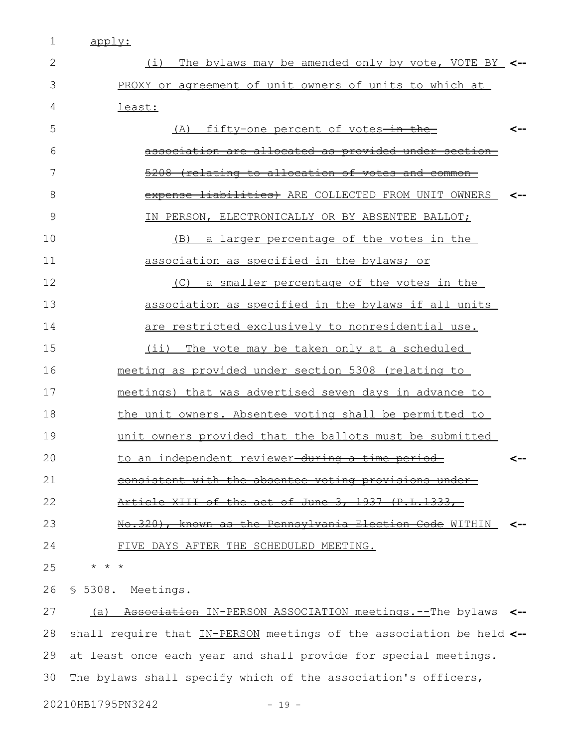apply:

(i) The bylaws may be amended only by vote, VOTE BY PROXY or agreement of unit owners of units to which at least:

(A) fifty-one percent of votes ~~in the association are allocated as provided under section 5208 (relating to allocation of votes and common expense liabilities)~~ ARE COLLECTED FROM UNIT OWNERS IN PERSON, ELECTRONICALLY OR BY ABSENTEE BALLOT;

(B) a larger percentage of the votes in the association as specified in the bylaws; or

(C) a smaller percentage of the votes in the association as specified in the bylaws if all units are restricted exclusively to nonresidential use.

(ii) The vote may be taken only at a scheduled meeting as provided under section 5308 (relating to meetings) that was advertised seven days in advance to the unit owners. Absentee voting shall be permitted to unit owners provided that the ballots must be submitted to an independent reviewer ~~during a time period consistent with the absentee voting provisions under Article XIII of the act of June 3, 1937 (P.L.1333, No.320), known as the Pennsylvania Election Code~~ WITHIN FIVE DAYS AFTER THE SCHEDULED MEETING.

* * *

§ 5308. Meetings.

(a) ~~Association~~ IN-PERSON ASSOCIATION meetings.--The bylaws shall require that IN-PERSON meetings of the association be held at least once each year and shall provide for special meetings. The bylaws shall specify which of the association's officers,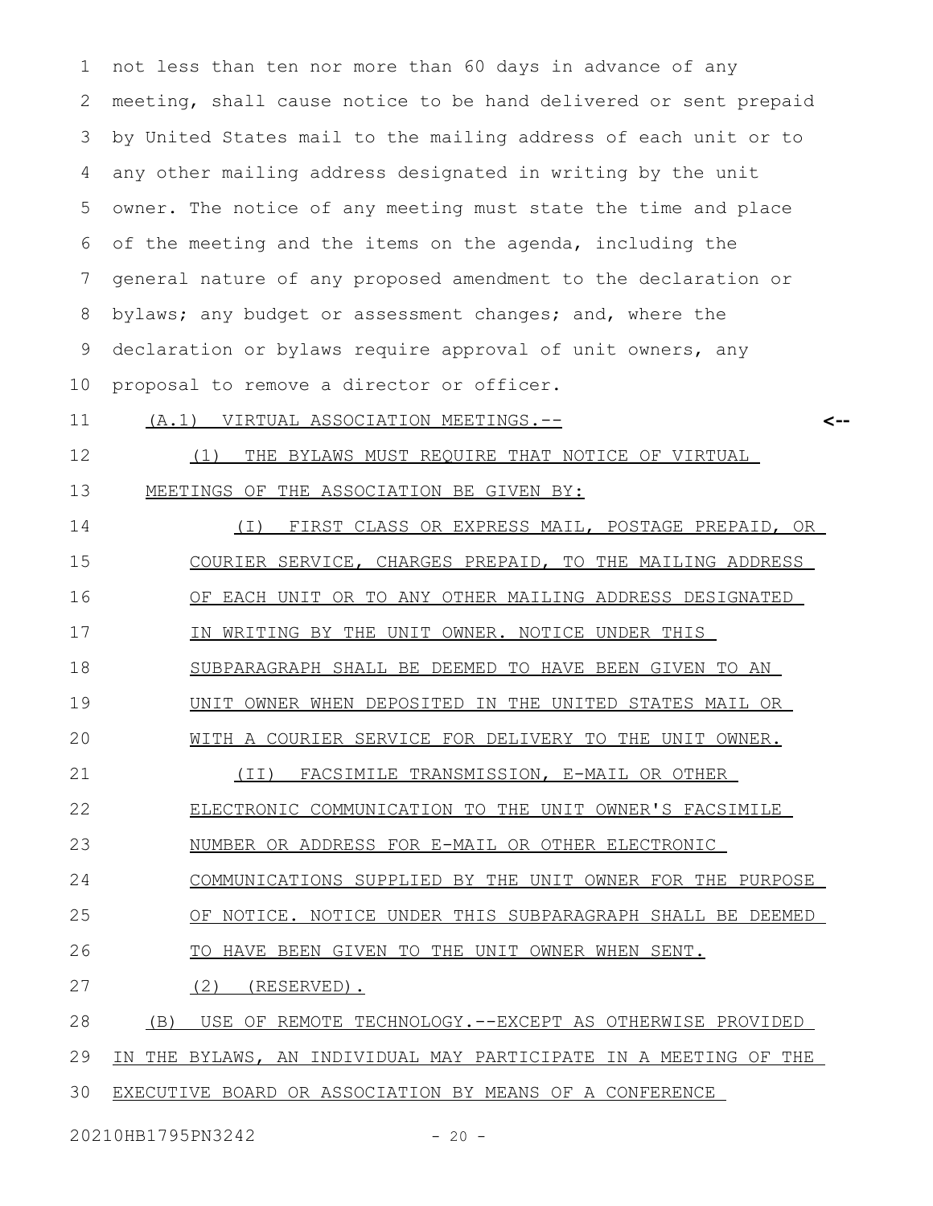not less than ten nor more than 60 days in advance of any meeting, shall cause notice to be hand delivered or sent prepaid by United States mail to the mailing address of each unit or to any other mailing address designated in writing by the unit owner. The notice of any meeting must state the time and place of the meeting and the items on the agenda, including the general nature of any proposed amendment to the declaration or bylaws; any budget or assessment changes; and, where the declaration or bylaws require approval of unit owners, any proposal to remove a director or officer.

(A.1) VIRTUAL ASSOCIATION MEETINGS.--

(1) THE BYLAWS MUST REQUIRE THAT NOTICE OF VIRTUAL MEETINGS OF THE ASSOCIATION BE GIVEN BY:

(I) FIRST CLASS OR EXPRESS MAIL, POSTAGE PREPAID, OR COURIER SERVICE, CHARGES PREPAID, TO THE MAILING ADDRESS OF EACH UNIT OR TO ANY OTHER MAILING ADDRESS DESIGNATED IN WRITING BY THE UNIT OWNER. NOTICE UNDER THIS SUBPARAGRAPH SHALL BE DEEMED TO HAVE BEEN GIVEN TO AN UNIT OWNER WHEN DEPOSITED IN THE UNITED STATES MAIL OR WITH A COURIER SERVICE FOR DELIVERY TO THE UNIT OWNER.

(II) FACSIMILE TRANSMISSION, E-MAIL OR OTHER ELECTRONIC COMMUNICATION TO THE UNIT OWNER'S FACSIMILE NUMBER OR ADDRESS FOR E-MAIL OR OTHER ELECTRONIC COMMUNICATIONS SUPPLIED BY THE UNIT OWNER FOR THE PURPOSE OF NOTICE. NOTICE UNDER THIS SUBPARAGRAPH SHALL BE DEEMED TO HAVE BEEN GIVEN TO THE UNIT OWNER WHEN SENT.

(2) (RESERVED).

(B) USE OF REMOTE TECHNOLOGY.--EXCEPT AS OTHERWISE PROVIDED IN THE BYLAWS, AN INDIVIDUAL MAY PARTICIPATE IN A MEETING OF THE EXECUTIVE BOARD OR ASSOCIATION BY MEANS OF A CONFERENCE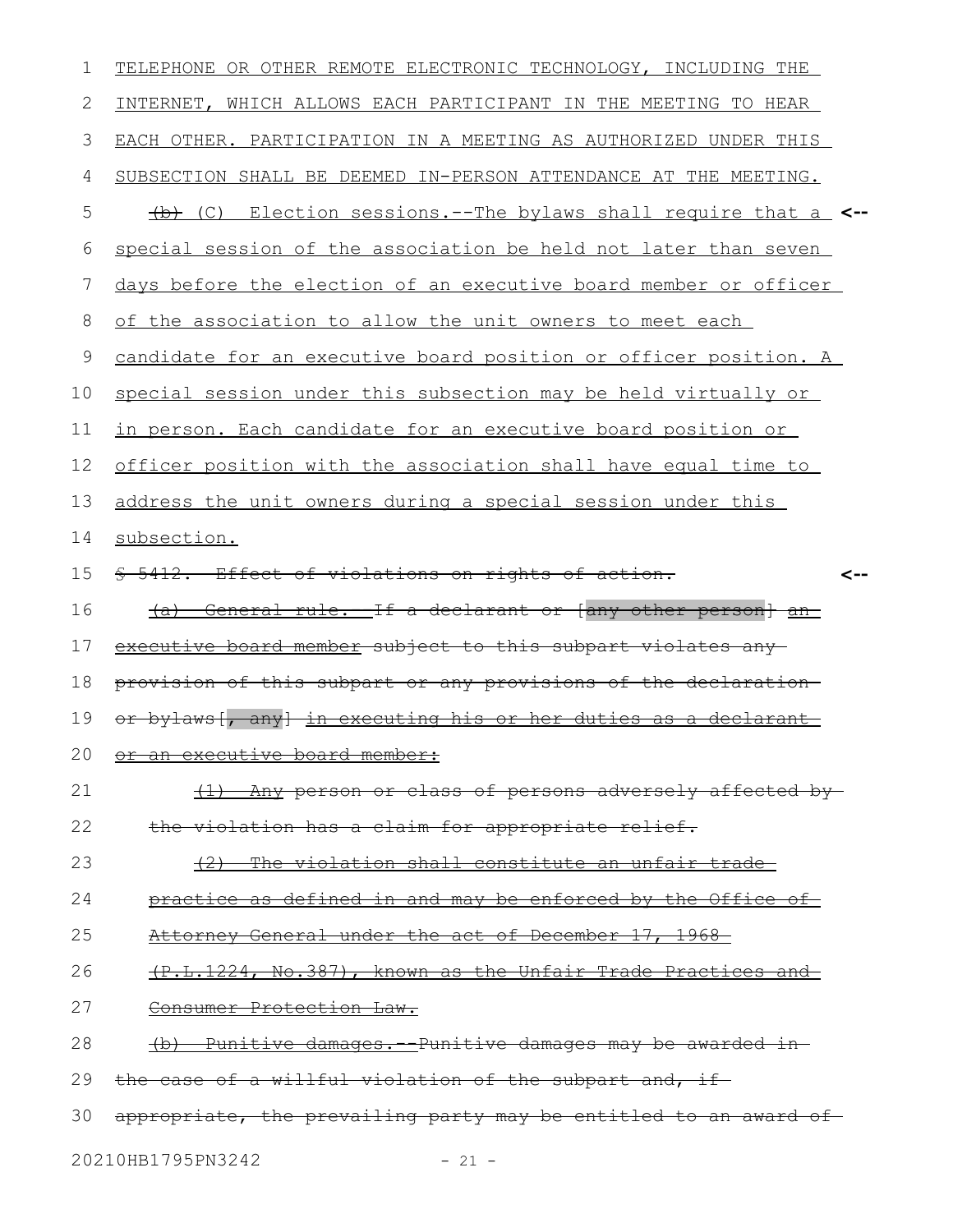TELEPHONE OR OTHER REMOTE ELECTRONIC TECHNOLOGY, INCLUDING THE INTERNET, WHICH ALLOWS EACH PARTICIPANT IN THE MEETING TO HEAR EACH OTHER. PARTICIPATION IN A MEETING AS AUTHORIZED UNDER THIS SUBSECTION SHALL BE DEEMED IN-PERSON ATTENDANCE AT THE MEETING.

~~(b)~~ (C) Election sessions.--The bylaws shall require that a special session of the association be held not later than seven days before the election of an executive board member or officer of the association to allow the unit owners to meet each candidate for an executive board position or officer position. A special session under this subsection may be held virtually or in person. Each candidate for an executive board position or officer position with the association shall have equal time to address the unit owners during a special session under this subsection.

~~§ 5412. Effect of violations on rights of action.~~

~~(a) General rule.--If a declarant or [any other person] an executive board member subject to this subpart violates any provision of this subpart or any provisions of the declaration or bylaws[, any] in executing his or her duties as a declarant or an executive board member:~~

~~(1) Any person or class of persons adversely affected by the violation has a claim for appropriate relief.~~

~~(2) The violation shall constitute an unfair trade practice as defined in and may be enforced by the Office of Attorney General under the act of December 17, 1968 (P.L.1224, No.387), known as the Unfair Trade Practices and Consumer Protection Law.~~

~~(b) Punitive damages.--Punitive damages may be awarded in the case of a willful violation of the subpart and, if appropriate, the prevailing party may be entitled to an award of~~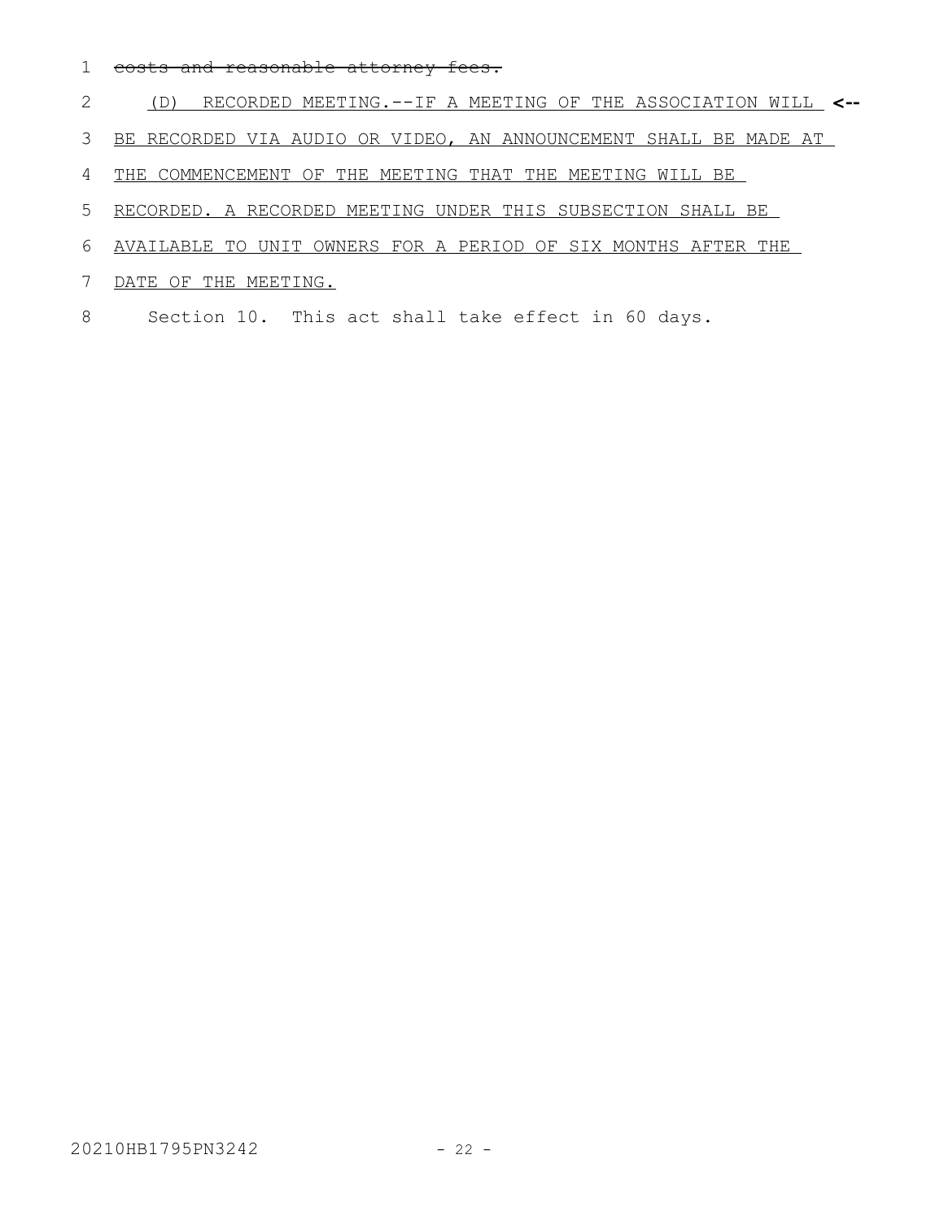~~costs and reasonable attorney fees.~~

(D) RECORDED MEETING.--IF A MEETING OF THE ASSOCIATION WILL BE RECORDED VIA AUDIO OR VIDEO, AN ANNOUNCEMENT SHALL BE MADE AT THE COMMENCEMENT OF THE MEETING THAT THE MEETING WILL BE RECORDED. A RECORDED MEETING UNDER THIS SUBSECTION SHALL BE AVAILABLE TO UNIT OWNERS FOR A PERIOD OF SIX MONTHS AFTER THE DATE OF THE MEETING.

Section 10. This act shall take effect in 60 days.